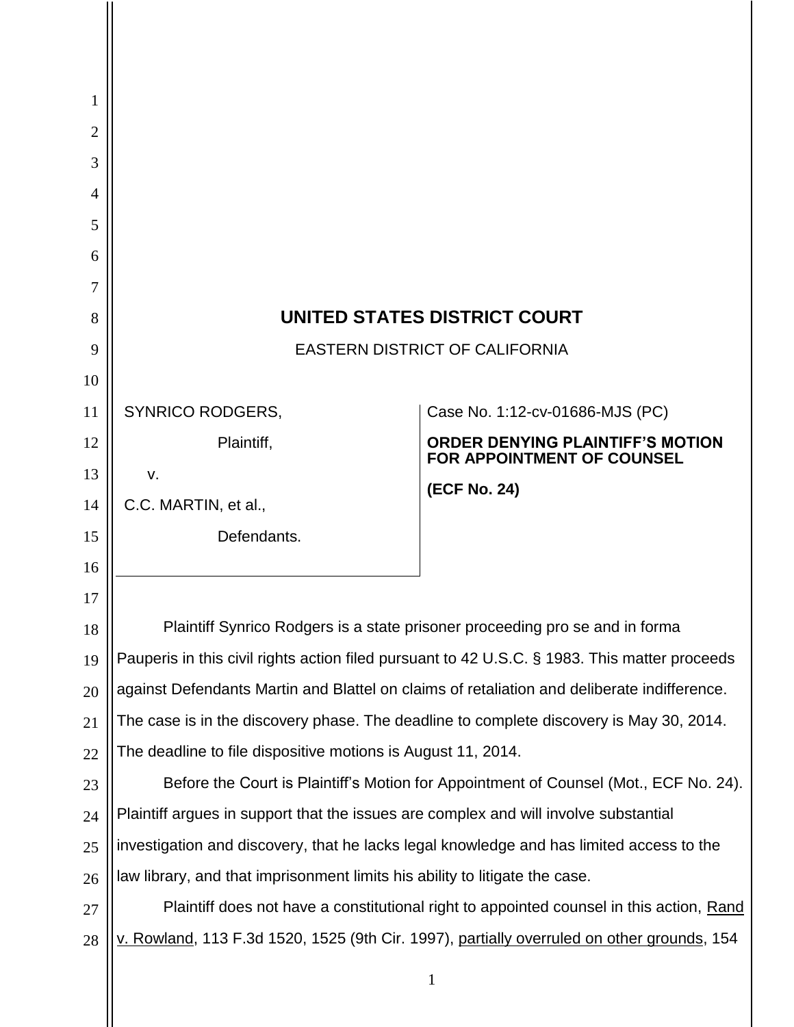# UNITED STATES DISTRICT COURT

EASTERN DISTRICT OF CALIFORNIA

| | |
|---|---|
| SYNRICO RODGERS,<br><br>Plaintiff,<br><br>v.<br><br>C.C. MARTIN, et al.,<br><br>Defendants. | Case No. 1:12-cv-01686-MJS (PC)<br><br>**ORDER DENYING PLAINTIFF'S MOTION FOR APPOINTMENT OF COUNSEL**<br><br>**(ECF No. 24)** |

Plaintiff Synrico Rodgers is a state prisoner proceeding pro se and in forma Pauperis in this civil rights action filed pursuant to 42 U.S.C. § 1983. This matter proceeds against Defendants Martin and Blattel on claims of retaliation and deliberate indifference. The case is in the discovery phase. The deadline to complete discovery is May 30, 2014. The deadline to file dispositive motions is August 11, 2014.

Before the Court is Plaintiff's Motion for Appointment of Counsel (Mot., ECF No. 24). Plaintiff argues in support that the issues are complex and will involve substantial investigation and discovery, that he lacks legal knowledge and has limited access to the law library, and that imprisonment limits his ability to litigate the case.

Plaintiff does not have a constitutional right to appointed counsel in this action, Rand v. Rowland, 113 F.3d 1520, 1525 (9th Cir. 1997), partially overruled on other grounds, 154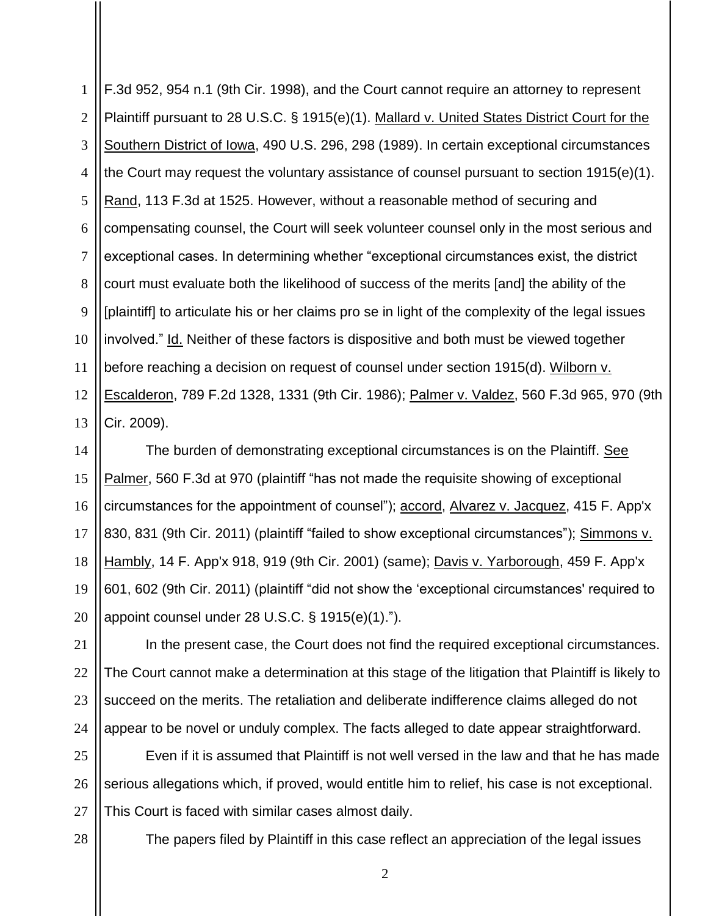F.3d 952, 954 n.1 (9th Cir. 1998), and the Court cannot require an attorney to represent Plaintiff pursuant to 28 U.S.C. § 1915(e)(1). Mallard v. United States District Court for the Southern District of Iowa, 490 U.S. 296, 298 (1989). In certain exceptional circumstances the Court may request the voluntary assistance of counsel pursuant to section 1915(e)(1). Rand, 113 F.3d at 1525. However, without a reasonable method of securing and compensating counsel, the Court will seek volunteer counsel only in the most serious and exceptional cases. In determining whether "exceptional circumstances exist, the district court must evaluate both the likelihood of success of the merits [and] the ability of the [plaintiff] to articulate his or her claims pro se in light of the complexity of the legal issues involved." Id. Neither of these factors is dispositive and both must be viewed together before reaching a decision on request of counsel under section 1915(d). Wilborn v. Escalderon, 789 F.2d 1328, 1331 (9th Cir. 1986); Palmer v. Valdez, 560 F.3d 965, 970 (9th Cir. 2009).

The burden of demonstrating exceptional circumstances is on the Plaintiff. See Palmer, 560 F.3d at 970 (plaintiff "has not made the requisite showing of exceptional circumstances for the appointment of counsel"); accord, Alvarez v. Jacquez, 415 F. App'x 830, 831 (9th Cir. 2011) (plaintiff "failed to show exceptional circumstances"); Simmons v. Hambly, 14 F. App'x 918, 919 (9th Cir. 2001) (same); Davis v. Yarborough, 459 F. App'x 601, 602 (9th Cir. 2011) (plaintiff "did not show the 'exceptional circumstances' required to appoint counsel under 28 U.S.C. § 1915(e)(1).").

In the present case, the Court does not find the required exceptional circumstances. The Court cannot make a determination at this stage of the litigation that Plaintiff is likely to succeed on the merits. The retaliation and deliberate indifference claims alleged do not appear to be novel or unduly complex. The facts alleged to date appear straightforward.

Even if it is assumed that Plaintiff is not well versed in the law and that he has made serious allegations which, if proved, would entitle him to relief, his case is not exceptional. This Court is faced with similar cases almost daily.

The papers filed by Plaintiff in this case reflect an appreciation of the legal issues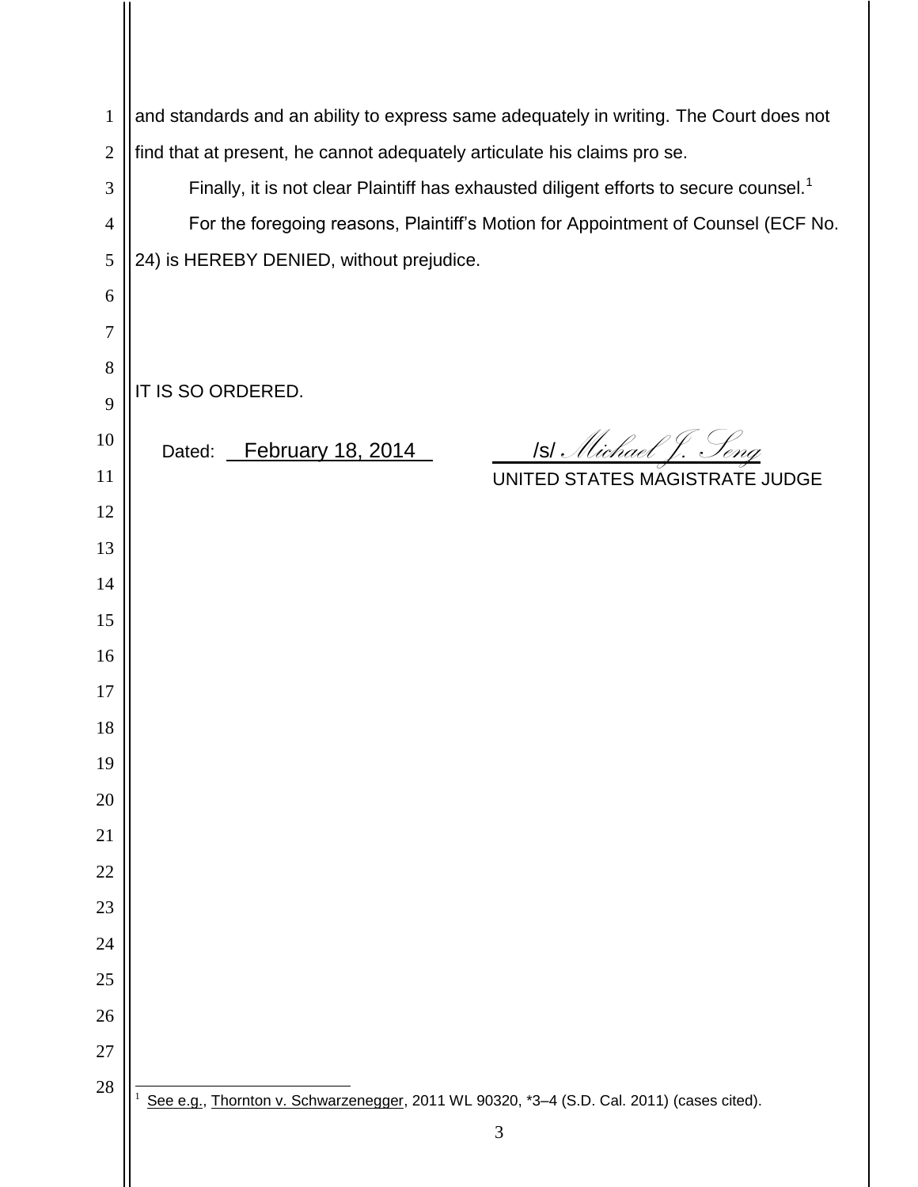and standards and an ability to express same adequately in writing. The Court does not find that at present, he cannot adequately articulate his claims pro se.

Finally, it is not clear Plaintiff has exhausted diligent efforts to secure counsel.[1]

For the foregoing reasons, Plaintiff's Motion for Appointment of Counsel (ECF No. 24) is HEREBY DENIED, without prejudice.

IT IS SO ORDERED.

Dated: February 18, 2014

/s/ *Michael J. Seng*
UNITED STATES MAGISTRATE JUDGE

[1] See e.g., Thornton v. Schwarzenegger, 2011 WL 90320, *3–4 (S.D. Cal. 2011) (cases cited).